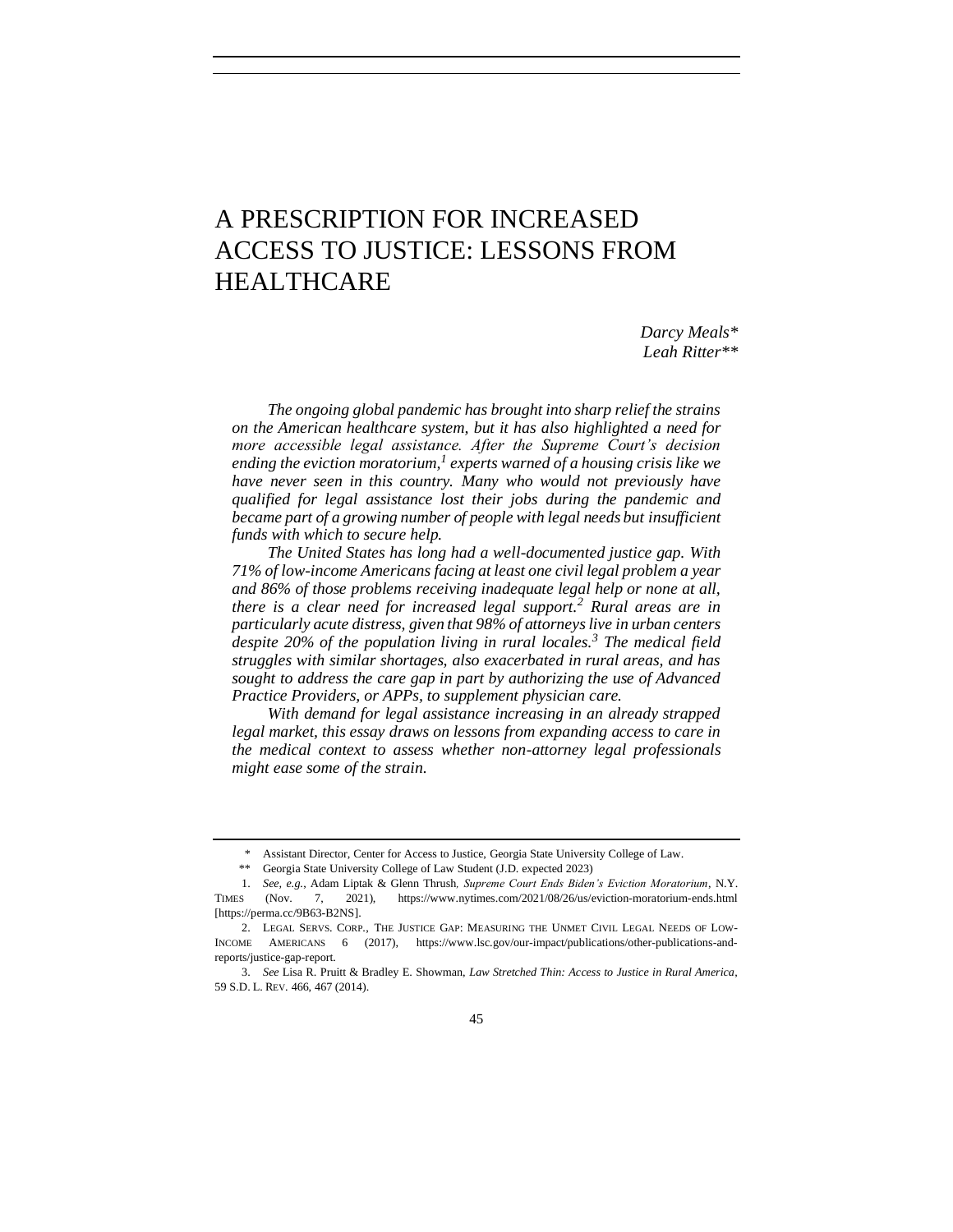# A PRESCRIPTION FOR INCREASED ACCESS TO JUSTICE: LESSONS FROM HEALTHCARE

*Darcy Meals\**
*Leah Ritter\*\**

*The ongoing global pandemic has brought into sharp relief the strains on the American healthcare system, but it has also highlighted a need for more accessible legal assistance. After the Supreme Court's decision ending the eviction moratorium,[1] experts warned of a housing crisis like we have never seen in this country. Many who would not previously have qualified for legal assistance lost their jobs during the pandemic and became part of a growing number of people with legal needs but insufficient funds with which to secure help.*

*The United States has long had a well-documented justice gap. With 71% of low-income Americans facing at least one civil legal problem a year and 86% of those problems receiving inadequate legal help or none at all, there is a clear need for increased legal support.[2] Rural areas are in particularly acute distress, given that 98% of attorneys live in urban centers despite 20% of the population living in rural locales.[3] The medical field struggles with similar shortages, also exacerbated in rural areas, and has sought to address the care gap in part by authorizing the use of Advanced Practice Providers, or APPs, to supplement physician care.*

*With demand for legal assistance increasing in an already strapped legal market, this essay draws on lessons from expanding access to care in the medical context to assess whether non-attorney legal professionals might ease some of the strain.*

---

\* Assistant Director, Center for Access to Justice, Georgia State University College of Law.

\*\* Georgia State University College of Law Student (J.D. expected 2023)

1. *See, e.g.*, Adam Liptak & Glenn Thrush, *Supreme Court Ends Biden's Eviction Moratorium*, N.Y. TIMES (Nov. 7, 2021), https://www.nytimes.com/2021/08/26/us/eviction-moratorium-ends.html [https://perma.cc/9B63-B2NS].

2. LEGAL SERVS. CORP., THE JUSTICE GAP: MEASURING THE UNMET CIVIL LEGAL NEEDS OF LOW-INCOME AMERICANS 6 (2017), https://www.lsc.gov/our-impact/publications/other-publications-and-reports/justice-gap-report.

3. *See* Lisa R. Pruitt & Bradley E. Showman, *Law Stretched Thin: Access to Justice in Rural America*, 59 S.D. L. REV. 466, 467 (2014).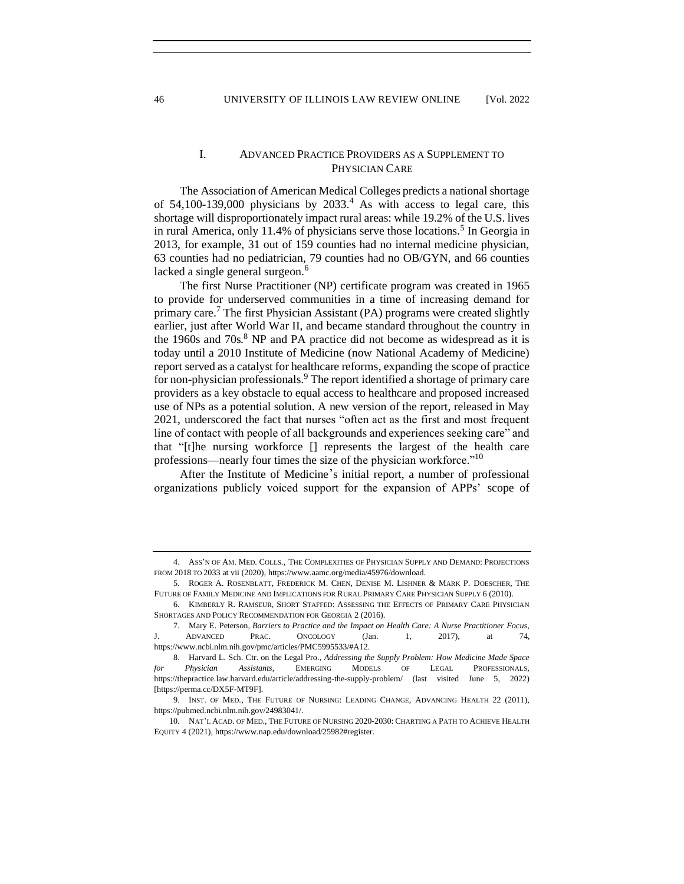## I. Advanced Practice Providers as a Supplement to Physician Care

The Association of American Medical Colleges predicts a national shortage of 54,100-139,000 physicians by 2033.[4] As with access to legal care, this shortage will disproportionately impact rural areas: while 19.2% of the U.S. lives in rural America, only 11.4% of physicians serve those locations.[5] In Georgia in 2013, for example, 31 out of 159 counties had no internal medicine physician, 63 counties had no pediatrician, 79 counties had no OB/GYN, and 66 counties lacked a single general surgeon.[6]

The first Nurse Practitioner (NP) certificate program was created in 1965 to provide for underserved communities in a time of increasing demand for primary care.[7] The first Physician Assistant (PA) programs were created slightly earlier, just after World War II, and became standard throughout the country in the 1960s and 70s.[8] NP and PA practice did not become as widespread as it is today until a 2010 Institute of Medicine (now National Academy of Medicine) report served as a catalyst for healthcare reforms, expanding the scope of practice for non-physician professionals.[9] The report identified a shortage of primary care providers as a key obstacle to equal access to healthcare and proposed increased use of NPs as a potential solution. A new version of the report, released in May 2021, underscored the fact that nurses "often act as the first and most frequent line of contact with people of all backgrounds and experiences seeking care" and that "[t]he nursing workforce [] represents the largest of the health care professions—nearly four times the size of the physician workforce."[10]

After the Institute of Medicine's initial report, a number of professional organizations publicly voiced support for the expansion of APPs' scope of

---

4. Ass'n of Am. Med. Colls., The Complexities of Physician Supply and Demand: Projections from 2018 to 2033 at vii (2020), https://www.aamc.org/media/45976/download.

5. Roger A. Rosenblatt, Frederick M. Chen, Denise M. Lishner & Mark P. Doescher, The Future of Family Medicine and Implications for Rural Primary Care Physician Supply 6 (2010).

6. Kimberly R. Ramseur, Short Staffed: Assessing the Effects of Primary Care Physician Shortages and Policy Recommendation for Georgia 2 (2016).

7. Mary E. Peterson, *Barriers to Practice and the Impact on Health Care: A Nurse Practitioner Focus*, J. Advanced Prac. Oncology (Jan. 1, 2017), at 74, https://www.ncbi.nlm.nih.gov/pmc/articles/PMC5995533/#A12.

8. Harvard L. Sch. Ctr. on the Legal Pro., *Addressing the Supply Problem: How Medicine Made Space for Physician Assistants*, Emerging Models of Legal Professionals, https://thepractice.law.harvard.edu/article/addressing-the-supply-problem/ (last visited June 5, 2022) [https://perma.cc/DX5F-MT9F].

9. Inst. of Med., The Future of Nursing: Leading Change, Advancing Health 22 (2011), https://pubmed.ncbi.nlm.nih.gov/24983041/.

10. Nat'l Acad. of Med., The Future of Nursing 2020-2030: Charting a Path to Achieve Health Equity 4 (2021), https://www.nap.edu/download/25982#register.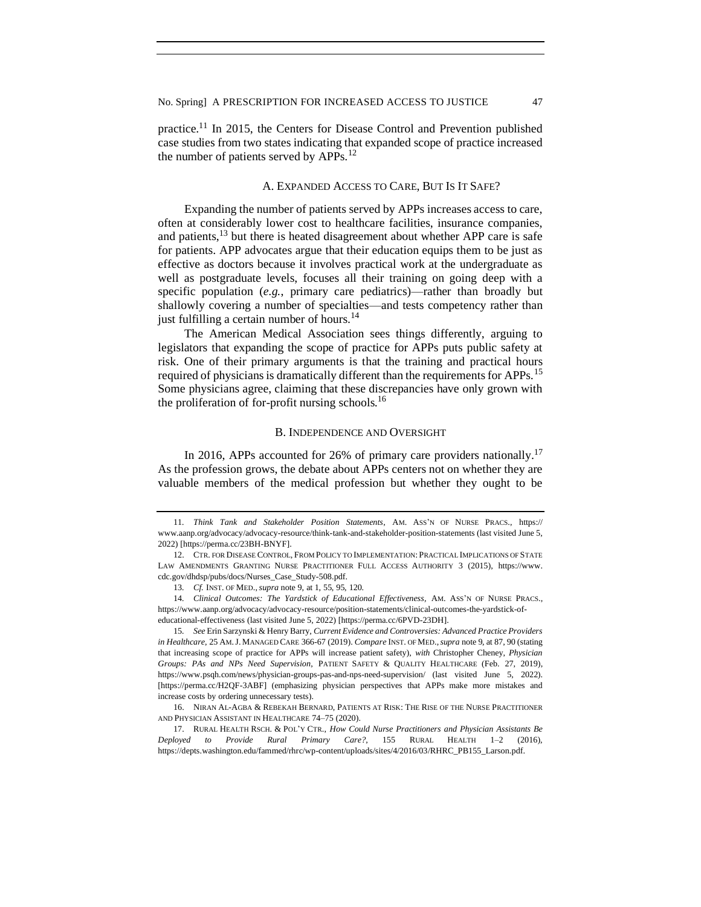practice.[11] In 2015, the Centers for Disease Control and Prevention published case studies from two states indicating that expanded scope of practice increased the number of patients served by APPs.[12]

### A. Expanded Access to Care, But Is It Safe?

Expanding the number of patients served by APPs increases access to care, often at considerably lower cost to healthcare facilities, insurance companies, and patients,[13] but there is heated disagreement about whether APP care is safe for patients. APP advocates argue that their education equips them to be just as effective as doctors because it involves practical work at the undergraduate as well as postgraduate levels, focuses all their training on going deep with a specific population (*e.g.*, primary care pediatrics)—rather than broadly but shallowly covering a number of specialties—and tests competency rather than just fulfilling a certain number of hours.[14]

The American Medical Association sees things differently, arguing to legislators that expanding the scope of practice for APPs puts public safety at risk. One of their primary arguments is that the training and practical hours required of physicians is dramatically different than the requirements for APPs.[15] Some physicians agree, claiming that these discrepancies have only grown with the proliferation of for-profit nursing schools.[16]

### B. Independence and Oversight

In 2016, APPs accounted for 26% of primary care providers nationally.[17] As the profession grows, the debate about APPs centers not on whether they are valuable members of the medical profession but whether they ought to be

---

11. *Think Tank and Stakeholder Position Statements*, AM. ASS'N OF NURSE PRACS., https://www.aanp.org/advocacy/advocacy-resource/think-tank-and-stakeholder-position-statements (last visited June 5, 2022) [https://perma.cc/23BH-BNYF].

12. CTR. FOR DISEASE CONTROL, FROM POLICY TO IMPLEMENTATION: PRACTICAL IMPLICATIONS OF STATE LAW AMENDMENTS GRANTING NURSE PRACTITIONER FULL ACCESS AUTHORITY 3 (2015), https://www.cdc.gov/dhdsp/pubs/docs/Nurses_Case_Study-508.pdf.

13. *Cf.* INST. OF MED., *supra* note 9, at 1, 55, 95, 120.

14. *Clinical Outcomes: The Yardstick of Educational Effectiveness*, AM. ASS'N OF NURSE PRACS., https://www.aanp.org/advocacy/advocacy-resource/position-statements/clinical-outcomes-the-yardstick-of-educational-effectiveness (last visited June 5, 2022) [https://perma.cc/6PVD-23DH].

15. *See* Erin Sarzynski & Henry Barry, *Current Evidence and Controversies: Advanced Practice Providers in Healthcare*, 25 AM. J. MANAGED CARE 366-67 (2019). *Compare* INST. OF MED., *supra* note 9, at 87, 90 (stating that increasing scope of practice for APPs will increase patient safety), *with* Christopher Cheney, *Physician Groups: PAs and NPs Need Supervision*, PATIENT SAFETY & QUALITY HEALTHCARE (Feb. 27, 2019), https://www.psqh.com/news/physician-groups-pas-and-nps-need-supervision/ (last visited June 5, 2022). [https://perma.cc/H2QF-3ABF] (emphasizing physician perspectives that APPs make more mistakes and increase costs by ordering unnecessary tests).

16. NIRAN AL-AGBA & REBEKAH BERNARD, PATIENTS AT RISK: THE RISE OF THE NURSE PRACTITIONER AND PHYSICIAN ASSISTANT IN HEALTHCARE 74–75 (2020).

17. RURAL HEALTH RSCH. & POL'Y CTR., *How Could Nurse Practitioners and Physician Assistants Be Deployed to Provide Rural Primary Care?*, 155 RURAL HEALTH 1–2 (2016), https://depts.washington.edu/fammed/rhrc/wp-content/uploads/sites/4/2016/03/RHRC_PB155_Larson.pdf.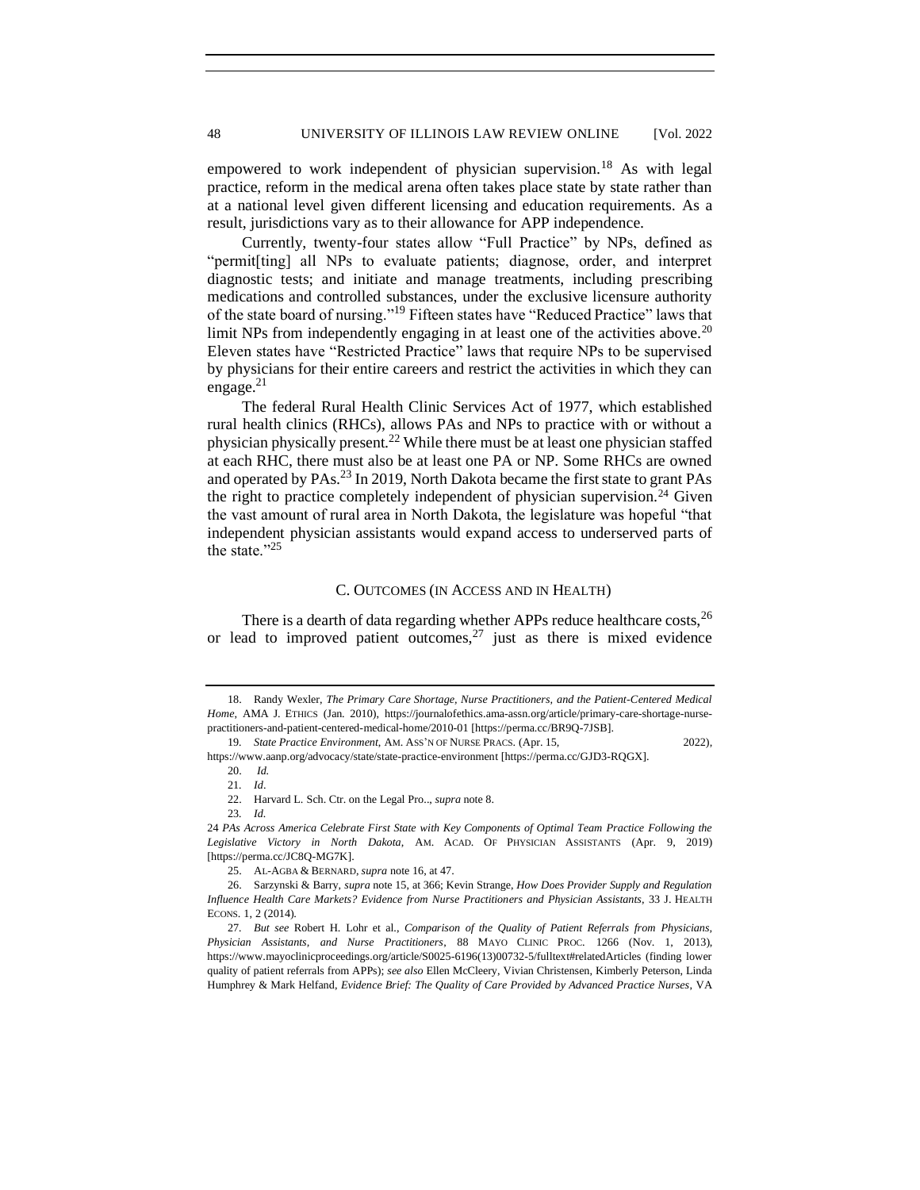empowered to work independent of physician supervision.[18] As with legal practice, reform in the medical arena often takes place state by state rather than at a national level given different licensing and education requirements. As a result, jurisdictions vary as to their allowance for APP independence.

Currently, twenty-four states allow "Full Practice" by NPs, defined as "permit[ting] all NPs to evaluate patients; diagnose, order, and interpret diagnostic tests; and initiate and manage treatments, including prescribing medications and controlled substances, under the exclusive licensure authority of the state board of nursing."[19] Fifteen states have "Reduced Practice" laws that limit NPs from independently engaging in at least one of the activities above.[20] Eleven states have "Restricted Practice" laws that require NPs to be supervised by physicians for their entire careers and restrict the activities in which they can engage.[21]

The federal Rural Health Clinic Services Act of 1977, which established rural health clinics (RHCs), allows PAs and NPs to practice with or without a physician physically present.[22] While there must be at least one physician staffed at each RHC, there must also be at least one PA or NP. Some RHCs are owned and operated by PAs.[23] In 2019, North Dakota became the first state to grant PAs the right to practice completely independent of physician supervision.[24] Given the vast amount of rural area in North Dakota, the legislature was hopeful "that independent physician assistants would expand access to underserved parts of the state."[25]

### C. Outcomes (in Access and in Health)

There is a dearth of data regarding whether APPs reduce healthcare costs,[26] or lead to improved patient outcomes,[27] just as there is mixed evidence

---

18. Randy Wexler, *The Primary Care Shortage, Nurse Practitioners, and the Patient-Centered Medical Home*, AMA J. ETHICS (Jan. 2010), https://journalofethics.ama-assn.org/article/primary-care-shortage-nurse-practitioners-and-patient-centered-medical-home/2010-01 [https://perma.cc/BR9Q-7JSB].

19. *State Practice Environment*, AM. ASS'N OF NURSE PRACS. (Apr. 15, 2022), https://www.aanp.org/advocacy/state/state-practice-environment [https://perma.cc/GJD3-RQGX].

20. *Id.*

21. *Id*.

22. Harvard L. Sch. Ctr. on the Legal Pro.., *supra* note 8.

23. *Id.*

24 *PAs Across America Celebrate First State with Key Components of Optimal Team Practice Following the Legislative Victory in North Dakota*, AM. ACAD. OF PHYSICIAN ASSISTANTS (Apr. 9, 2019) [https://perma.cc/JC8Q-MG7K].

25. AL-AGBA & BERNARD, *supra* note 16, at 47.

26. Sarzynski & Barry, *supra* note 15, at 366; Kevin Strange, *How Does Provider Supply and Regulation Influence Health Care Markets? Evidence from Nurse Practitioners and Physician Assistants*, 33 J. HEALTH ECONS. 1, 2 (2014).

27. *But see* Robert H. Lohr et al., *Comparison of the Quality of Patient Referrals from Physicians, Physician Assistants, and Nurse Practitioners*, 88 MAYO CLINIC PROC. 1266 (Nov. 1, 2013), https://www.mayoclinicproceedings.org/article/S0025-6196(13)00732-5/fulltext#relatedArticles (finding lower quality of patient referrals from APPs); *see also* Ellen McCleery, Vivian Christensen, Kimberly Peterson, Linda Humphrey & Mark Helfand, *Evidence Brief: The Quality of Care Provided by Advanced Practice Nurses*, VA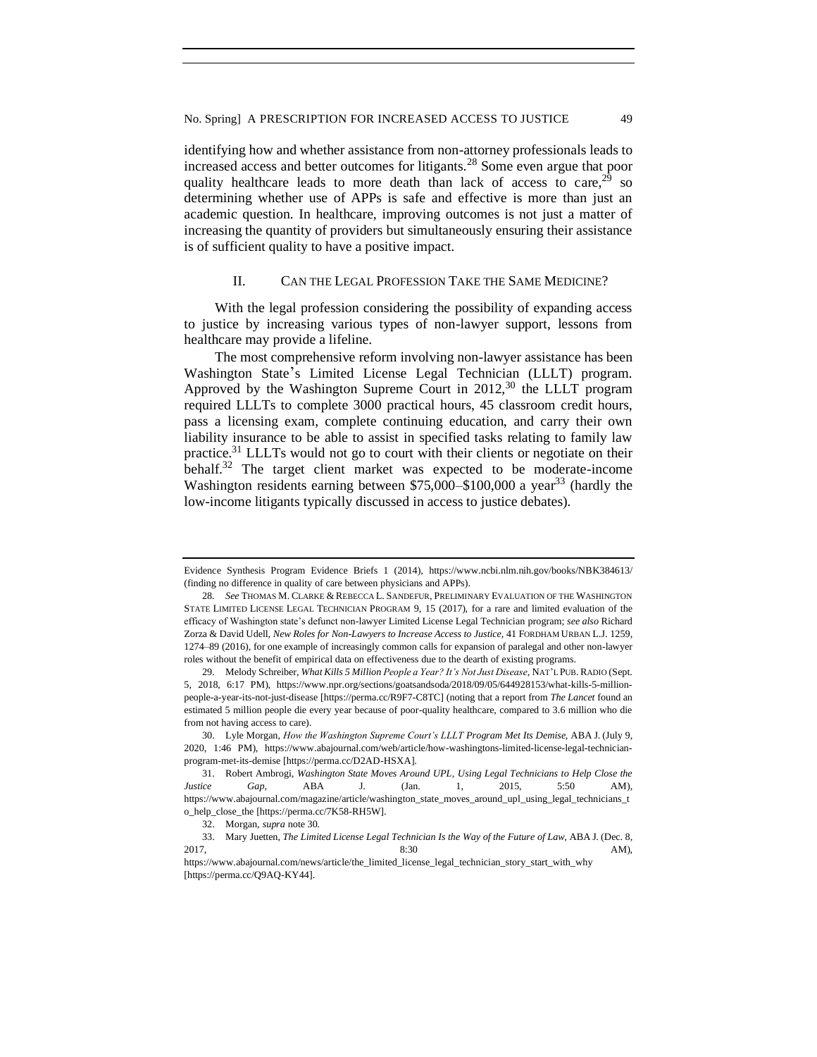identifying how and whether assistance from non-attorney professionals leads to increased access and better outcomes for litigants.[28] Some even argue that poor quality healthcare leads to more death than lack of access to care,[29] so determining whether use of APPs is safe and effective is more than just an academic question. In healthcare, improving outcomes is not just a matter of increasing the quantity of providers but simultaneously ensuring their assistance is of sufficient quality to have a positive impact.

## II. CAN THE LEGAL PROFESSION TAKE THE SAME MEDICINE?

With the legal profession considering the possibility of expanding access to justice by increasing various types of non-lawyer support, lessons from healthcare may provide a lifeline.

The most comprehensive reform involving non-lawyer assistance has been Washington State's Limited License Legal Technician (LLLT) program. Approved by the Washington Supreme Court in 2012,[30] the LLLT program required LLLTs to complete 3000 practical hours, 45 classroom credit hours, pass a licensing exam, complete continuing education, and carry their own liability insurance to be able to assist in specified tasks relating to family law practice.[31] LLLTs would not go to court with their clients or negotiate on their behalf.[32] The target client market was expected to be moderate-income Washington residents earning between $75,000–$100,000 a year[33] (hardly the low-income litigants typically discussed in access to justice debates).

---

Evidence Synthesis Program Evidence Briefs 1 (2014), https://www.ncbi.nlm.nih.gov/books/NBK384613/ (finding no difference in quality of care between physicians and APPs).

28. *See* THOMAS M. CLARKE & REBECCA L. SANDEFUR, PRELIMINARY EVALUATION OF THE WASHINGTON STATE LIMITED LICENSE LEGAL TECHNICIAN PROGRAM 9, 15 (2017), for a rare and limited evaluation of the efficacy of Washington state's defunct non-lawyer Limited License Legal Technician program; *see also* Richard Zorza & David Udell, *New Roles for Non-Lawyers to Increase Access to Justice*, 41 FORDHAM URBAN L.J. 1259, 1274–89 (2016), for one example of increasingly common calls for expansion of paralegal and other non-lawyer roles without the benefit of empirical data on effectiveness due to the dearth of existing programs.

29. Melody Schreiber, *What Kills 5 Million People a Year? It's Not Just Disease*, NAT'L PUB. RADIO (Sept. 5, 2018, 6:17 PM), https://www.npr.org/sections/goatsandsoda/2018/09/05/644928153/what-kills-5-million-people-a-year-its-not-just-disease [https://perma.cc/R9F7-C8TC] (noting that a report from *The Lancet* found an estimated 5 million people die every year because of poor-quality healthcare, compared to 3.6 million who die from not having access to care).

30. Lyle Morgan, *How the Washington Supreme Court's LLLT Program Met Its Demise*, ABA J. (July 9, 2020, 1:46 PM), https://www.abajournal.com/web/article/how-washingtons-limited-license-legal-technician-program-met-its-demise [https://perma.cc/D2AD-HSXA].

31. Robert Ambrogi, *Washington State Moves Around UPL, Using Legal Technicians to Help Close the Justice Gap*, ABA J. (Jan. 1, 2015, 5:50 AM), https://www.abajournal.com/magazine/article/washington_state_moves_around_upl_using_legal_technicians_to_help_close_the [https://perma.cc/7K58-RH5W].

32. Morgan, *supra* note 30.

33. Mary Juetten, *The Limited License Legal Technician Is the Way of the Future of Law*, ABA J. (Dec. 8, 2017, 8:30 AM), https://www.abajournal.com/news/article/the_limited_license_legal_technician_story_start_with_why [https://perma.cc/Q9AQ-KY44].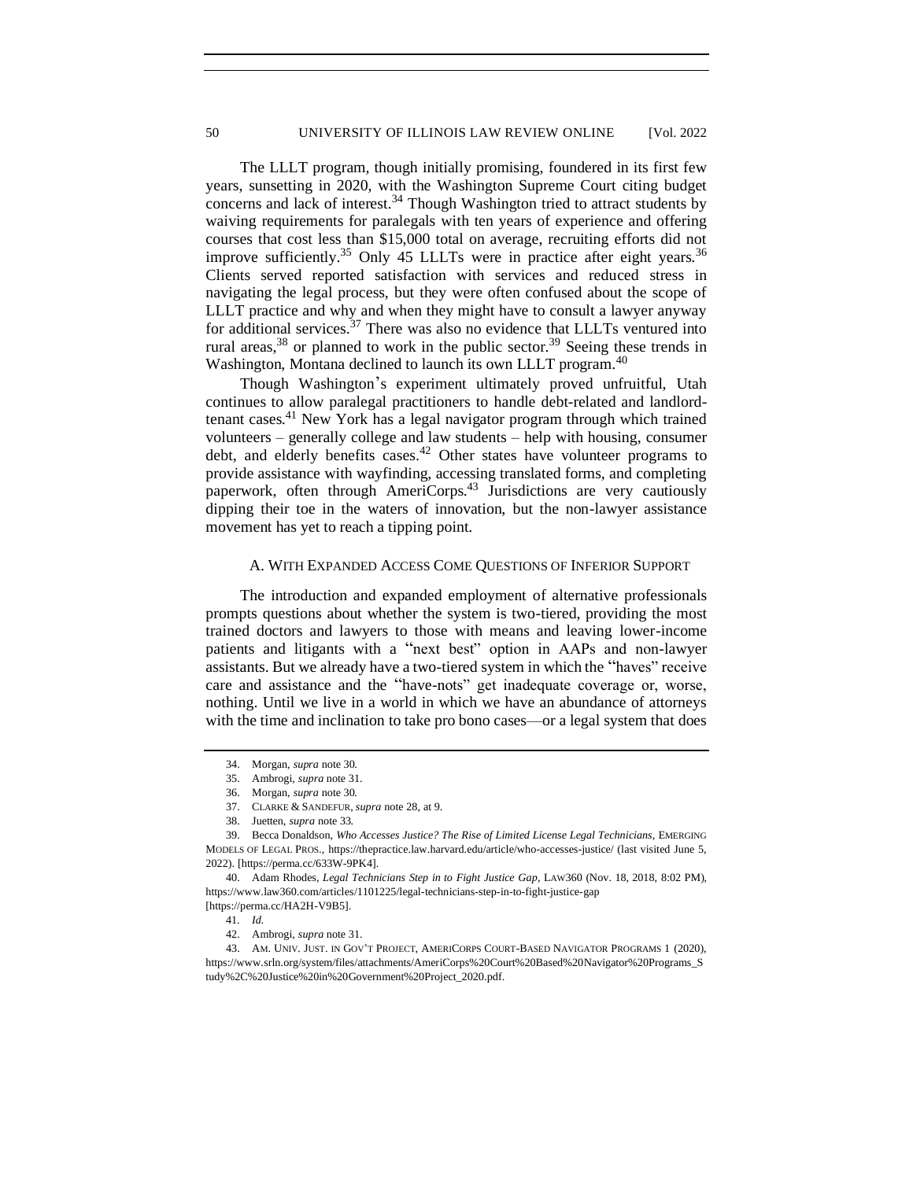The LLLT program, though initially promising, foundered in its first few years, sunsetting in 2020, with the Washington Supreme Court citing budget concerns and lack of interest.[34] Though Washington tried to attract students by waiving requirements for paralegals with ten years of experience and offering courses that cost less than $15,000 total on average, recruiting efforts did not improve sufficiently.[35] Only 45 LLLTs were in practice after eight years.[36] Clients served reported satisfaction with services and reduced stress in navigating the legal process, but they were often confused about the scope of LLLT practice and why and when they might have to consult a lawyer anyway for additional services.[37] There was also no evidence that LLLTs ventured into rural areas,[38] or planned to work in the public sector.[39] Seeing these trends in Washington, Montana declined to launch its own LLLT program.[40]

Though Washington's experiment ultimately proved unfruitful, Utah continues to allow paralegal practitioners to handle debt-related and landlord-tenant cases.[41] New York has a legal navigator program through which trained volunteers – generally college and law students – help with housing, consumer debt, and elderly benefits cases.[42] Other states have volunteer programs to provide assistance with wayfinding, accessing translated forms, and completing paperwork, often through AmeriCorps.[43] Jurisdictions are very cautiously dipping their toe in the waters of innovation, but the non-lawyer assistance movement has yet to reach a tipping point.

### A. With Expanded Access Come Questions of Inferior Support

The introduction and expanded employment of alternative professionals prompts questions about whether the system is two-tiered, providing the most trained doctors and lawyers to those with means and leaving lower-income patients and litigants with a "next best" option in AAPs and non-lawyer assistants. But we already have a two-tiered system in which the "haves" receive care and assistance and the "have-nots" get inadequate coverage or, worse, nothing. Until we live in a world in which we have an abundance of attorneys with the time and inclination to take pro bono cases—or a legal system that does

---

34. Morgan, *supra* note 30.

35. Ambrogi, *supra* note 31.

36. Morgan, *supra* note 30.

37. Clarke & Sandefur, *supra* note 28, at 9.

38. Juetten, *supra* note 33.

39. Becca Donaldson, *Who Accesses Justice? The Rise of Limited License Legal Technicians*, Emerging Models of Legal Pros., https://thepractice.law.harvard.edu/article/who-accesses-justice/ (last visited June 5, 2022). [https://perma.cc/633W-9PK4].

40. Adam Rhodes, *Legal Technicians Step in to Fight Justice Gap*, Law360 (Nov. 18, 2018, 8:02 PM), https://www.law360.com/articles/1101225/legal-technicians-step-in-to-fight-justice-gap [https://perma.cc/HA2H-V9B5].

41. *Id.*

42. Ambrogi, *supra* note 31.

43. Am. Univ. Just. in Gov't Project, AmeriCorps Court-Based Navigator Programs 1 (2020), https://www.srln.org/system/files/attachments/AmeriCorps%20Court%20Based%20Navigator%20Programs_Study%2C%20Justice%20in%20Government%20Project_2020.pdf.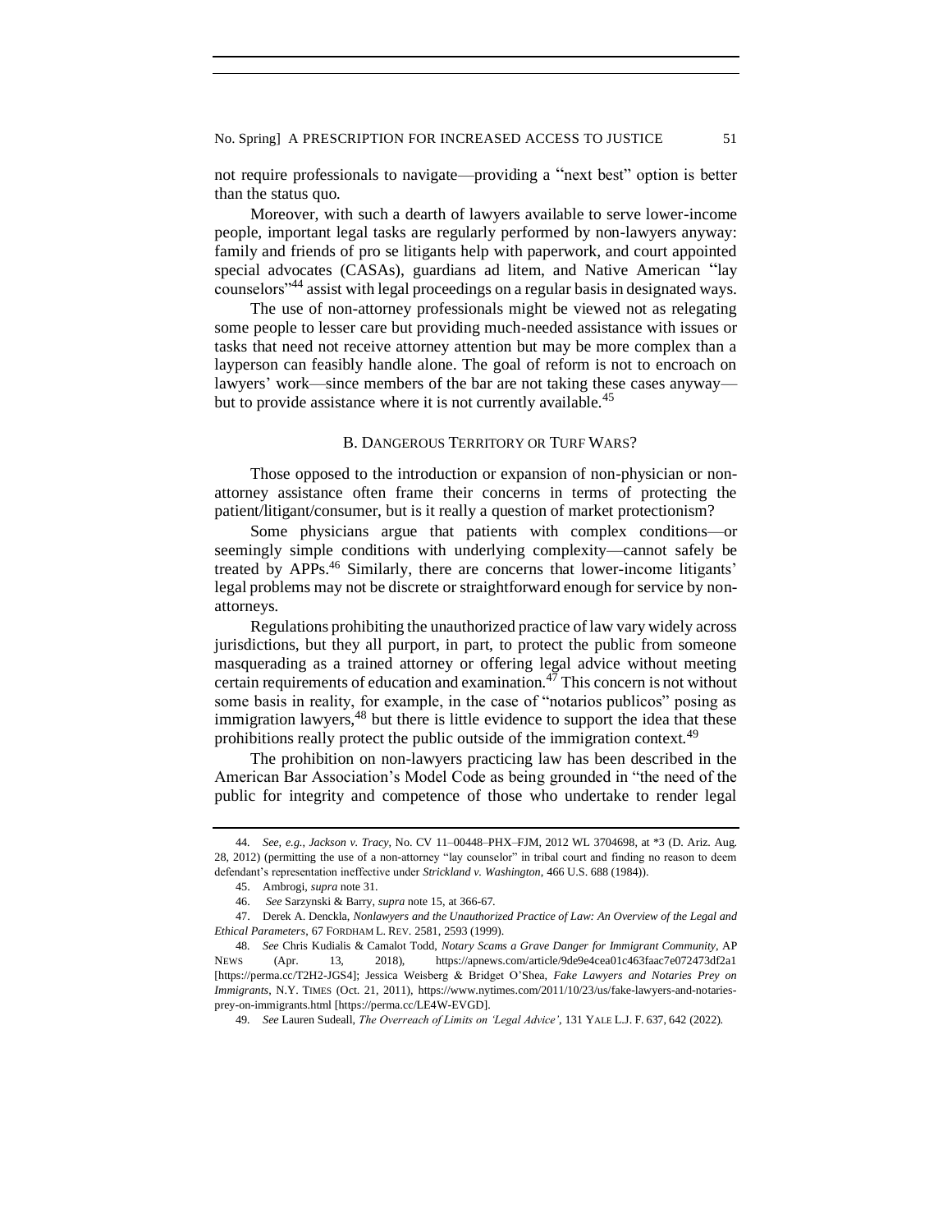not require professionals to navigate—providing a "next best" option is better than the status quo.

Moreover, with such a dearth of lawyers available to serve lower-income people, important legal tasks are regularly performed by non-lawyers anyway: family and friends of pro se litigants help with paperwork, and court appointed special advocates (CASAs), guardians ad litem, and Native American "lay counselors"[44] assist with legal proceedings on a regular basis in designated ways.

The use of non-attorney professionals might be viewed not as relegating some people to lesser care but providing much-needed assistance with issues or tasks that need not receive attorney attention but may be more complex than a layperson can feasibly handle alone. The goal of reform is not to encroach on lawyers' work—since members of the bar are not taking these cases anyway—but to provide assistance where it is not currently available.[45]

### B. Dangerous Territory or Turf Wars?

Those opposed to the introduction or expansion of non-physician or non-attorney assistance often frame their concerns in terms of protecting the patient/litigant/consumer, but is it really a question of market protectionism?

Some physicians argue that patients with complex conditions—or seemingly simple conditions with underlying complexity—cannot safely be treated by APPs.[46] Similarly, there are concerns that lower-income litigants' legal problems may not be discrete or straightforward enough for service by non-attorneys.

Regulations prohibiting the unauthorized practice of law vary widely across jurisdictions, but they all purport, in part, to protect the public from someone masquerading as a trained attorney or offering legal advice without meeting certain requirements of education and examination.[47] This concern is not without some basis in reality, for example, in the case of "notarios publicos" posing as immigration lawyers,[48] but there is little evidence to support the idea that these prohibitions really protect the public outside of the immigration context.[49]

The prohibition on non-lawyers practicing law has been described in the American Bar Association's Model Code as being grounded in "the need of the public for integrity and competence of those who undertake to render legal

---

44. *See, e.g.*, *Jackson v. Tracy*, No. CV 11–00448–PHX–FJM, 2012 WL 3704698, at *3 (D. Ariz. Aug. 28, 2012) (permitting the use of a non-attorney "lay counselor" in tribal court and finding no reason to deem defendant's representation ineffective under *Strickland v. Washington*, 466 U.S. 688 (1984)).

45. Ambrogi, *supra* note 31.

46. *See* Sarzynski & Barry, *supra* note 15, at 366-67.

47. Derek A. Denckla, *Nonlawyers and the Unauthorized Practice of Law: An Overview of the Legal and Ethical Parameters*, 67 FORDHAM L. REV. 2581, 2593 (1999).

48. *See* Chris Kudialis & Camalot Todd, *Notary Scams a Grave Danger for Immigrant Community*, AP NEWS (Apr. 13, 2018), https://apnews.com/article/9de9e4cea01c463faac7e072473df2a1 [https://perma.cc/T2H2-JGS4]; Jessica Weisberg & Bridget O'Shea, *Fake Lawyers and Notaries Prey on Immigrants*, N.Y. TIMES (Oct. 21, 2011), https://www.nytimes.com/2011/10/23/us/fake-lawyers-and-notaries-prey-on-immigrants.html [https://perma.cc/LE4W-EVGD].

49. *See* Lauren Sudeall, *The Overreach of Limits on 'Legal Advice'*, 131 YALE L.J. F. 637, 642 (2022).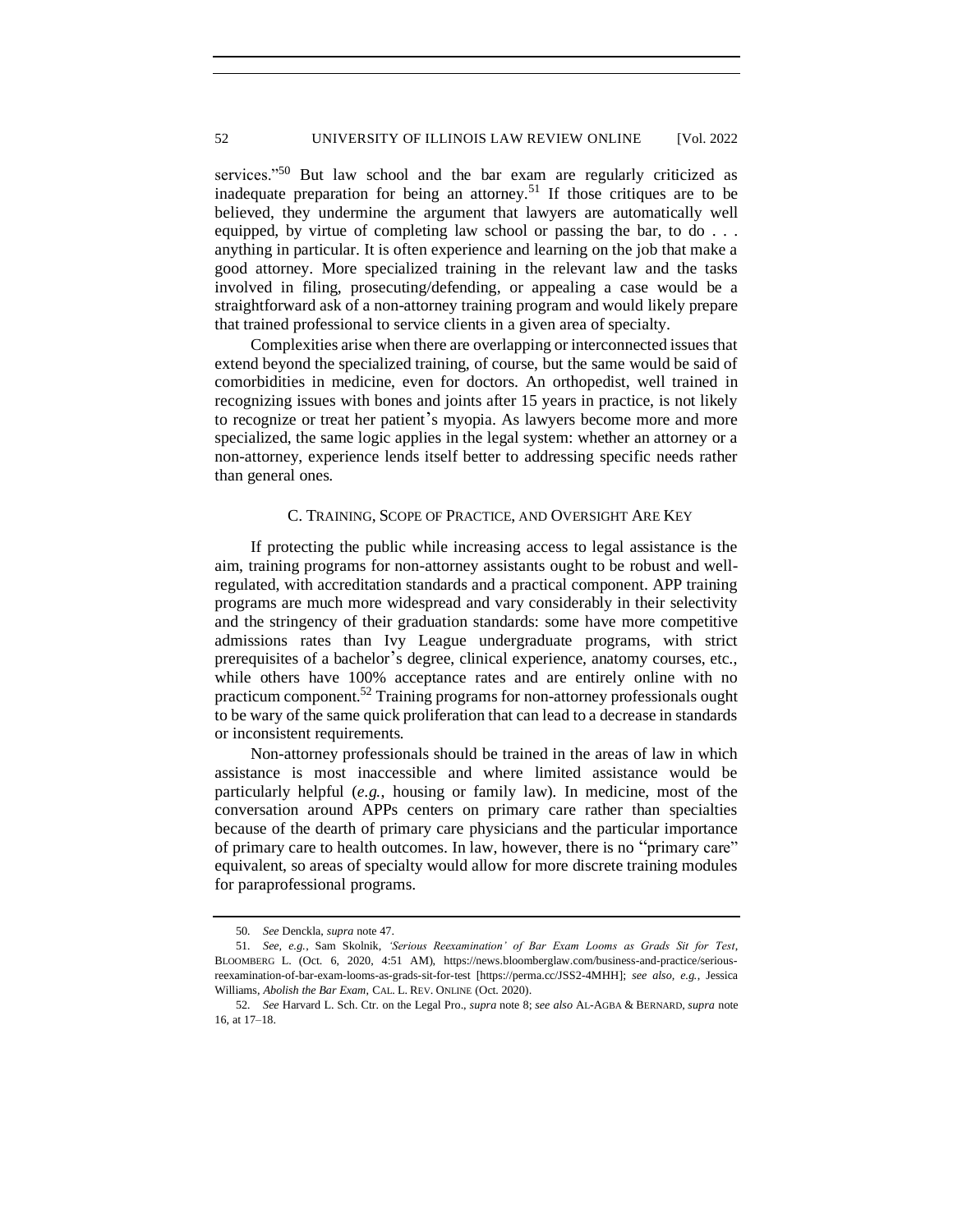services."[50] But law school and the bar exam are regularly criticized as inadequate preparation for being an attorney.[51] If those critiques are to be believed, they undermine the argument that lawyers are automatically well equipped, by virtue of completing law school or passing the bar, to do . . . anything in particular. It is often experience and learning on the job that make a good attorney. More specialized training in the relevant law and the tasks involved in filing, prosecuting/defending, or appealing a case would be a straightforward ask of a non-attorney training program and would likely prepare that trained professional to service clients in a given area of specialty.

Complexities arise when there are overlapping or interconnected issues that extend beyond the specialized training, of course, but the same would be said of comorbidities in medicine, even for doctors. An orthopedist, well trained in recognizing issues with bones and joints after 15 years in practice, is not likely to recognize or treat her patient's myopia. As lawyers become more and more specialized, the same logic applies in the legal system: whether an attorney or a non-attorney, experience lends itself better to addressing specific needs rather than general ones.

### C. Training, Scope of Practice, and Oversight Are Key

If protecting the public while increasing access to legal assistance is the aim, training programs for non-attorney assistants ought to be robust and well-regulated, with accreditation standards and a practical component. APP training programs are much more widespread and vary considerably in their selectivity and the stringency of their graduation standards: some have more competitive admissions rates than Ivy League undergraduate programs, with strict prerequisites of a bachelor's degree, clinical experience, anatomy courses, etc., while others have 100% acceptance rates and are entirely online with no practicum component.[52] Training programs for non-attorney professionals ought to be wary of the same quick proliferation that can lead to a decrease in standards or inconsistent requirements.

Non-attorney professionals should be trained in the areas of law in which assistance is most inaccessible and where limited assistance would be particularly helpful (*e.g.*, housing or family law). In medicine, most of the conversation around APPs centers on primary care rather than specialties because of the dearth of primary care physicians and the particular importance of primary care to health outcomes. In law, however, there is no "primary care" equivalent, so areas of specialty would allow for more discrete training modules for paraprofessional programs.

---

50. *See* Denckla, *supra* note 47.

51. *See, e.g.*, Sam Skolnik, *'Serious Reexamination' of Bar Exam Looms as Grads Sit for Test*, Bloomberg L. (Oct. 6, 2020, 4:51 AM), https://news.bloomberglaw.com/business-and-practice/serious-reexamination-of-bar-exam-looms-as-grads-sit-for-test [https://perma.cc/JSS2-4MHH]; *see also, e.g.*, Jessica Williams, *Abolish the Bar Exam*, Cal. L. Rev. Online (Oct. 2020).

52. *See* Harvard L. Sch. Ctr. on the Legal Pro., *supra* note 8; *see also* Al-Agba & Bernard, *supra* note 16, at 17–18.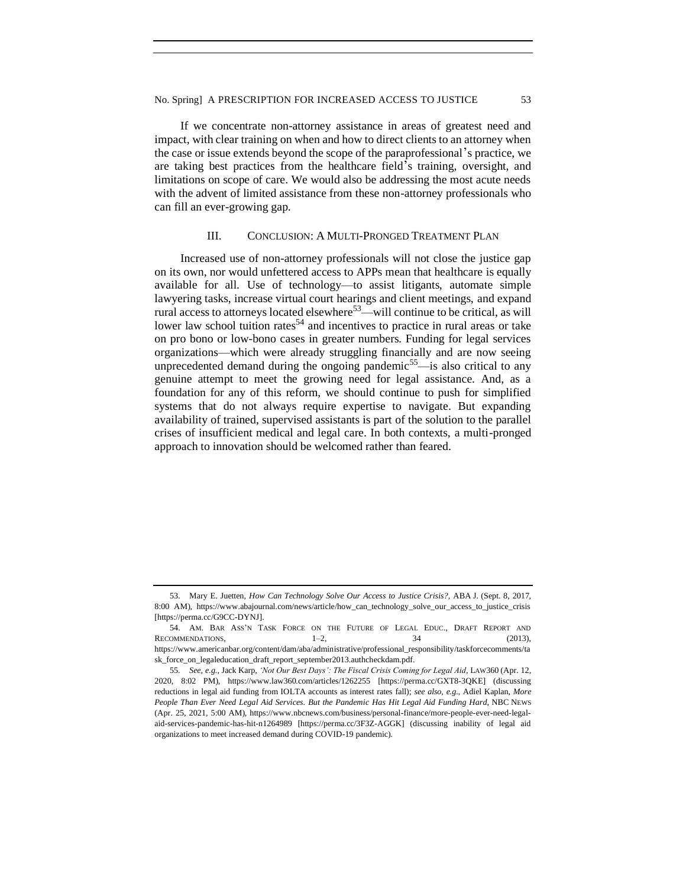If we concentrate non-attorney assistance in areas of greatest need and impact, with clear training on when and how to direct clients to an attorney when the case or issue extends beyond the scope of the paraprofessional's practice, we are taking best practices from the healthcare field's training, oversight, and limitations on scope of care. We would also be addressing the most acute needs with the advent of limited assistance from these non-attorney professionals who can fill an ever-growing gap.

## III. CONCLUSION: A MULTI-PRONGED TREATMENT PLAN

Increased use of non-attorney professionals will not close the justice gap on its own, nor would unfettered access to APPs mean that healthcare is equally available for all. Use of technology—to assist litigants, automate simple lawyering tasks, increase virtual court hearings and client meetings, and expand rural access to attorneys located elsewhere[53]—will continue to be critical, as will lower law school tuition rates[54] and incentives to practice in rural areas or take on pro bono or low-bono cases in greater numbers. Funding for legal services organizations—which were already struggling financially and are now seeing unprecedented demand during the ongoing pandemic[55]—is also critical to any genuine attempt to meet the growing need for legal assistance. And, as a foundation for any of this reform, we should continue to push for simplified systems that do not always require expertise to navigate. But expanding availability of trained, supervised assistants is part of the solution to the parallel crises of insufficient medical and legal care. In both contexts, a multi-pronged approach to innovation should be welcomed rather than feared.

---

53. Mary E. Juetten, *How Can Technology Solve Our Access to Justice Crisis?*, ABA J. (Sept. 8, 2017, 8:00 AM), https://www.abajournal.com/news/article/how_can_technology_solve_our_access_to_justice_crisis [https://perma.cc/G9CC-DYNJ].

54. AM. BAR ASS'N TASK FORCE ON THE FUTURE OF LEGAL EDUC., DRAFT REPORT AND RECOMMENDATIONS, 1–2, 34 (2013), https://www.americanbar.org/content/dam/aba/administrative/professional_responsibility/taskforcecomments/task_force_on_legaleducation_draft_report_september2013.authcheckdam.pdf.

55. *See, e.g.*, Jack Karp, *'Not Our Best Days': The Fiscal Crisis Coming for Legal Aid*, LAW360 (Apr. 12, 2020, 8:02 PM), https://www.law360.com/articles/1262255 [https://perma.cc/GXT8-3QKE] (discussing reductions in legal aid funding from IOLTA accounts as interest rates fall); *see also, e.g.*, Adiel Kaplan, *More People Than Ever Need Legal Aid Services. But the Pandemic Has Hit Legal Aid Funding Hard*, NBC NEWS (Apr. 25, 2021, 5:00 AM), https://www.nbcnews.com/business/personal-finance/more-people-ever-need-legal-aid-services-pandemic-has-hit-n1264989 [https://perma.cc/3F3Z-AGGK] (discussing inability of legal aid organizations to meet increased demand during COVID-19 pandemic).